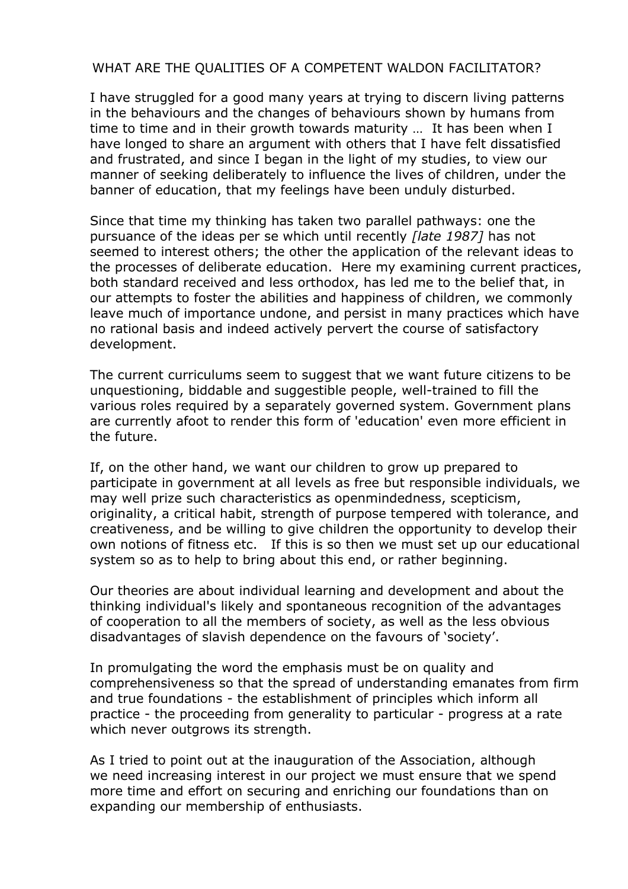# WHAT ARE THE QUALITIES OF A COMPETENT WALDON FACILITATOR?

I have struggled for a good many years at trying to discern living patterns in the behaviours and the changes of behaviours shown by humans from time to time and in their growth towards maturity … It has been when I have longed to share an argument with others that I have felt dissatisfied and frustrated, and since I began in the light of my studies, to view our manner of seeking deliberately to influence the lives of children, under the banner of education, that my feelings have been unduly disturbed.

Since that time my thinking has taken two parallel pathways: one the pursuance of the ideas per se which until recently *[late 1987]* has not seemed to interest others; the other the application of the relevant ideas to the processes of deliberate education. Here my examining current practices, both standard received and less orthodox, has led me to the belief that, in our attempts to foster the abilities and happiness of children, we commonly leave much of importance undone, and persist in many practices which have no rational basis and indeed actively pervert the course of satisfactory development.

The current curriculums seem to suggest that we want future citizens to be unquestioning, biddable and suggestible people, well-trained to fill the various roles required by a separately governed system. Government plans are currently afoot to render this form of 'education' even more efficient in the future.

If, on the other hand, we want our children to grow up prepared to participate in government at all levels as free but responsible individuals, we may well prize such characteristics as openmindedness, scepticism, originality, a critical habit, strength of purpose tempered with tolerance, and creativeness, and be willing to give children the opportunity to develop their own notions of fitness etc. If this is so then we must set up our educational system so as to help to bring about this end, or rather beginning.

Our theories are about individual learning and development and about the thinking individual's likely and spontaneous recognition of the advantages of cooperation to all the members of society, as well as the less obvious disadvantages of slavish dependence on the favours of 'society'.

In promulgating the word the emphasis must be on quality and comprehensiveness so that the spread of understanding emanates from firm and true foundations - the establishment of principles which inform all practice - the proceeding from generality to particular - progress at a rate which never outgrows its strength.

As I tried to point out at the inauguration of the Association, although we need increasing interest in our project we must ensure that we spend more time and effort on securing and enriching our foundations than on expanding our membership of enthusiasts.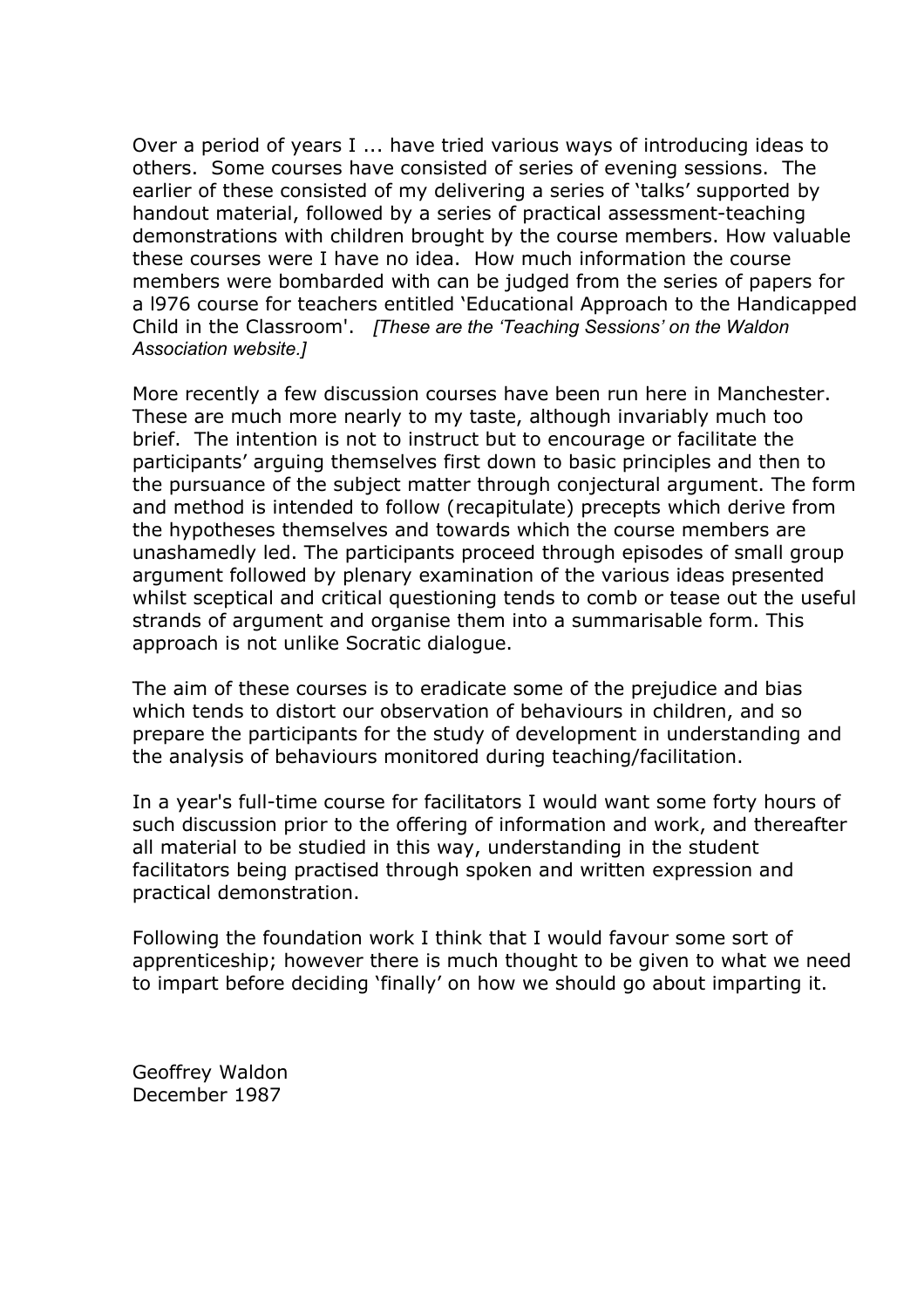Over a period of years I ... have tried various ways of introducing ideas to others. Some courses have consisted of series of evening sessions. The earlier of these consisted of my delivering a series of 'talks' supported by handout material, followed by a series of practical assessment-teaching demonstrations with children brought by the course members. How valuable these courses were I have no idea. How much information the course members were bombarded with can be judged from the series of papers for a l976 course for teachers entitled 'Educational Approach to the Handicapped Child in the Classroom'. *[These are the 'Teaching Sessions' on the Waldon Association website.]*

More recently a few discussion courses have been run here in Manchester. These are much more nearly to my taste, although invariably much too brief. The intention is not to instruct but to encourage or facilitate the participants' arguing themselves first down to basic principles and then to the pursuance of the subject matter through conjectural argument. The form and method is intended to follow (recapitulate) precepts which derive from the hypotheses themselves and towards which the course members are unashamedly led. The participants proceed through episodes of small group argument followed by plenary examination of the various ideas presented whilst sceptical and critical questioning tends to comb or tease out the useful strands of argument and organise them into a summarisable form. This approach is not unlike Socratic dialogue.

The aim of these courses is to eradicate some of the prejudice and bias which tends to distort our observation of behaviours in children, and so prepare the participants for the study of development in understanding and the analysis of behaviours monitored during teaching/facilitation.

In a year's full-time course for facilitators I would want some forty hours of such discussion prior to the offering of information and work, and thereafter all material to be studied in this way, understanding in the student facilitators being practised through spoken and written expression and practical demonstration.

Following the foundation work I think that I would favour some sort of apprenticeship; however there is much thought to be given to what we need to impart before deciding 'finally' on how we should go about imparting it.

Geoffrey Waldon
December 1987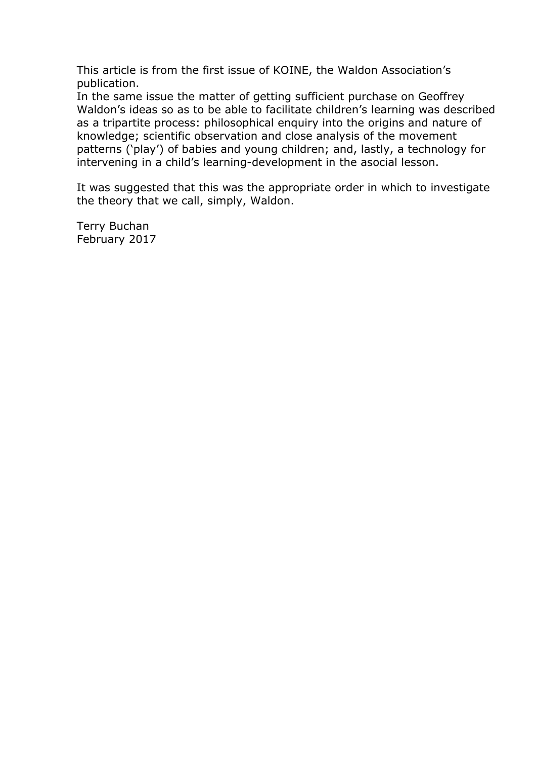This article is from the first issue of KOINE, the Waldon Association's publication.
In the same issue the matter of getting sufficient purchase on Geoffrey Waldon's ideas so as to be able to facilitate children's learning was described as a tripartite process: philosophical enquiry into the origins and nature of knowledge; scientific observation and close analysis of the movement patterns ('play') of babies and young children; and, lastly, a technology for intervening in a child's learning-development in the asocial lesson.

It was suggested that this was the appropriate order in which to investigate the theory that we call, simply, Waldon.

Terry Buchan
February 2017